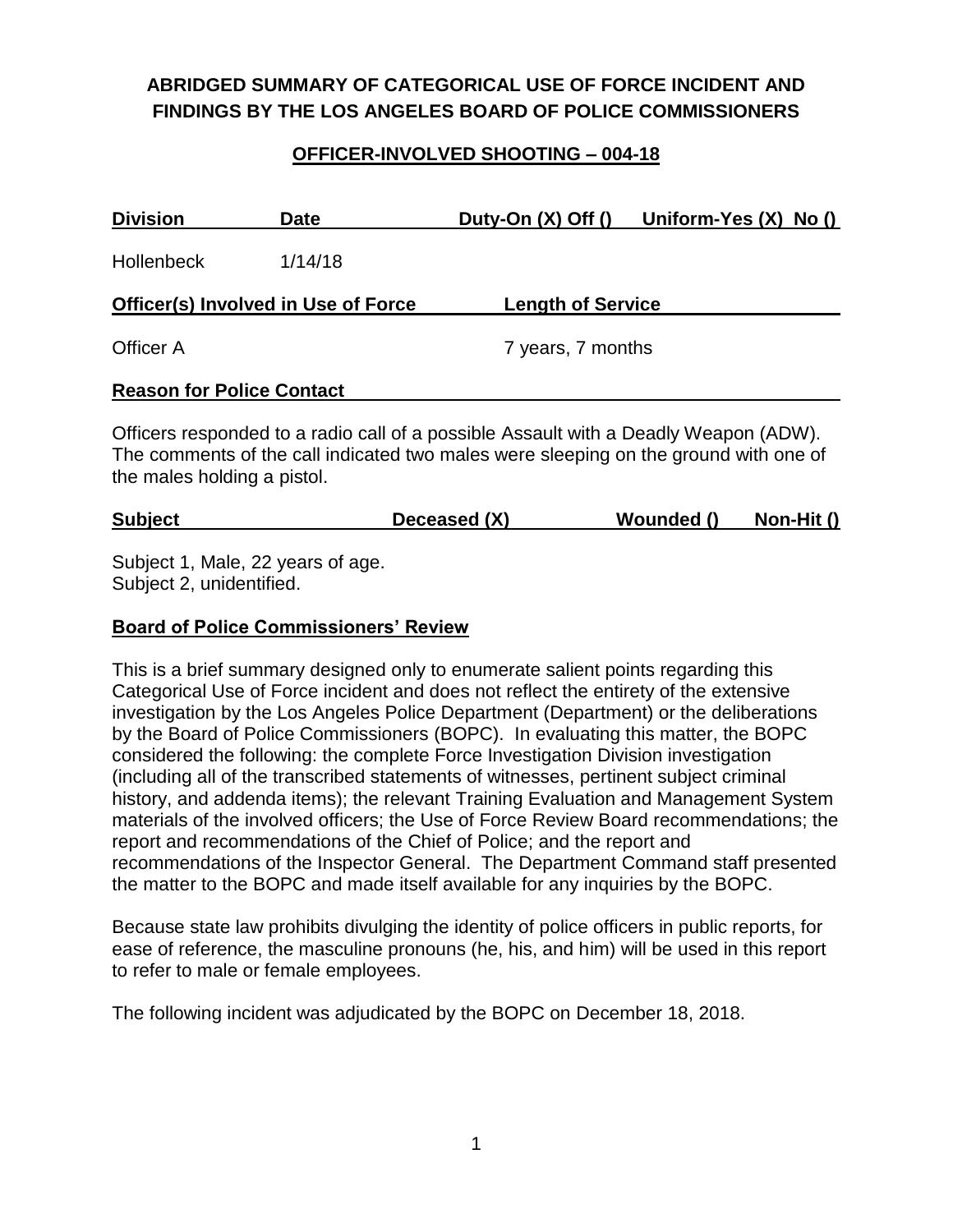# ABRIDGED SUMMARY OF CATEGORICAL USE OF FORCE INCIDENT AND FINDINGS BY THE LOS ANGELES BOARD OF POLICE COMMISSIONERS

## OFFICER-INVOLVED SHOOTING – 004-18

| Division | Date | Duty-On (X) Off () | Uniform-Yes (X) No () |
|---|---|---|---|
| Hollenbeck | 1/14/18 | | |

| Officer(s) Involved in Use of Force | Length of Service |
|---|---|
| Officer A | 7 years, 7 months |

**Reason for Police Contact**

Officers responded to a radio call of a possible Assault with a Deadly Weapon (ADW). The comments of the call indicated two males were sleeping on the ground with one of the males holding a pistol.

| Subject | Deceased (X) | Wounded () | Non-Hit () |
|---|---|---|---|

Subject 1, Male, 22 years of age.
Subject 2, unidentified.

**Board of Police Commissioners' Review**

This is a brief summary designed only to enumerate salient points regarding this Categorical Use of Force incident and does not reflect the entirety of the extensive investigation by the Los Angeles Police Department (Department) or the deliberations by the Board of Police Commissioners (BOPC). In evaluating this matter, the BOPC considered the following: the complete Force Investigation Division investigation (including all of the transcribed statements of witnesses, pertinent subject criminal history, and addenda items); the relevant Training Evaluation and Management System materials of the involved officers; the Use of Force Review Board recommendations; the report and recommendations of the Chief of Police; and the report and recommendations of the Inspector General. The Department Command staff presented the matter to the BOPC and made itself available for any inquiries by the BOPC.

Because state law prohibits divulging the identity of police officers in public reports, for ease of reference, the masculine pronouns (he, his, and him) will be used in this report to refer to male or female employees.

The following incident was adjudicated by the BOPC on December 18, 2018.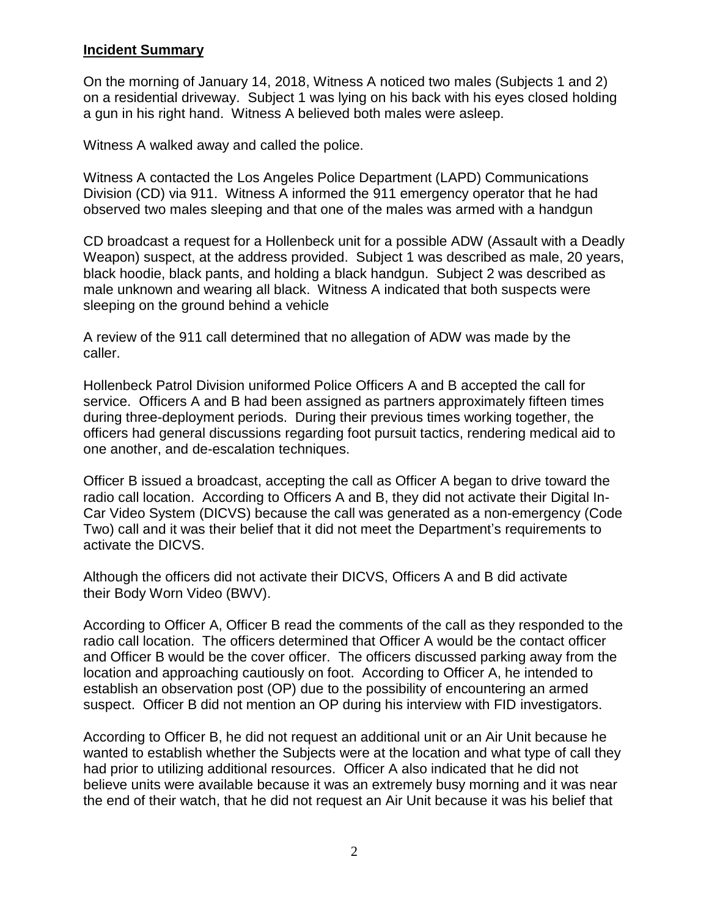## **Incident Summary**

On the morning of January 14, 2018, Witness A noticed two males (Subjects 1 and 2) on a residential driveway. Subject 1 was lying on his back with his eyes closed holding a gun in his right hand. Witness A believed both males were asleep.

Witness A walked away and called the police.

Witness A contacted the Los Angeles Police Department (LAPD) Communications Division (CD) via 911. Witness A informed the 911 emergency operator that he had observed two males sleeping and that one of the males was armed with a handgun

CD broadcast a request for a Hollenbeck unit for a possible ADW (Assault with a Deadly Weapon) suspect, at the address provided. Subject 1 was described as male, 20 years, black hoodie, black pants, and holding a black handgun. Subject 2 was described as male unknown and wearing all black. Witness A indicated that both suspects were sleeping on the ground behind a vehicle

A review of the 911 call determined that no allegation of ADW was made by the caller.

Hollenbeck Patrol Division uniformed Police Officers A and B accepted the call for service. Officers A and B had been assigned as partners approximately fifteen times during three-deployment periods. During their previous times working together, the officers had general discussions regarding foot pursuit tactics, rendering medical aid to one another, and de-escalation techniques.

Officer B issued a broadcast, accepting the call as Officer A began to drive toward the radio call location. According to Officers A and B, they did not activate their Digital In-Car Video System (DICVS) because the call was generated as a non-emergency (Code Two) call and it was their belief that it did not meet the Department's requirements to activate the DICVS.

Although the officers did not activate their DICVS, Officers A and B did activate their Body Worn Video (BWV).

According to Officer A, Officer B read the comments of the call as they responded to the radio call location. The officers determined that Officer A would be the contact officer and Officer B would be the cover officer. The officers discussed parking away from the location and approaching cautiously on foot. According to Officer A, he intended to establish an observation post (OP) due to the possibility of encountering an armed suspect. Officer B did not mention an OP during his interview with FID investigators.

According to Officer B, he did not request an additional unit or an Air Unit because he wanted to establish whether the Subjects were at the location and what type of call they had prior to utilizing additional resources. Officer A also indicated that he did not believe units were available because it was an extremely busy morning and it was near the end of their watch, that he did not request an Air Unit because it was his belief that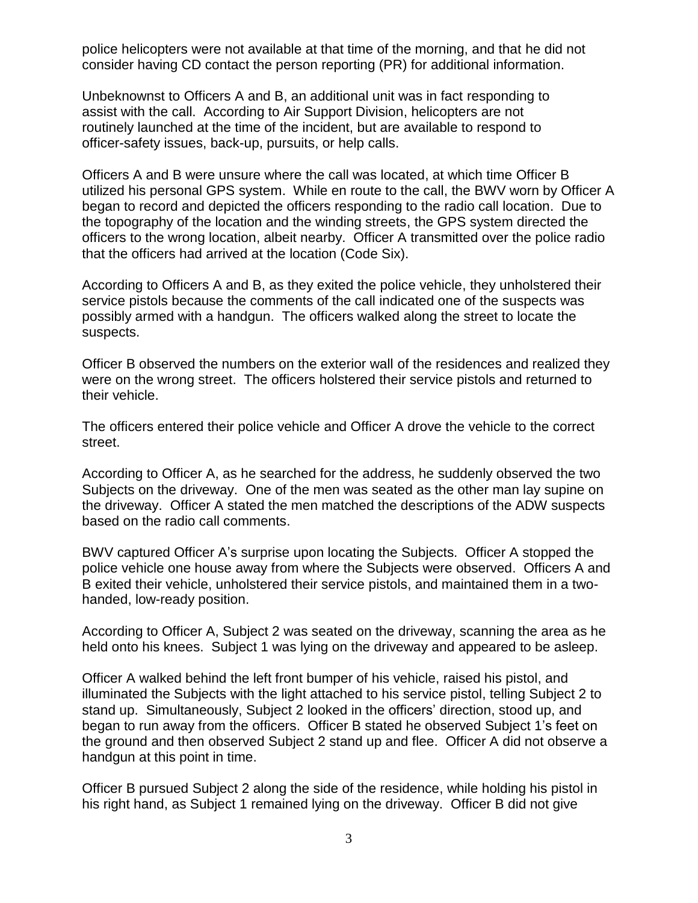police helicopters were not available at that time of the morning, and that he did not consider having CD contact the person reporting (PR) for additional information.

Unbeknownst to Officers A and B, an additional unit was in fact responding to assist with the call. According to Air Support Division, helicopters are not routinely launched at the time of the incident, but are available to respond to officer-safety issues, back-up, pursuits, or help calls.

Officers A and B were unsure where the call was located, at which time Officer B utilized his personal GPS system. While en route to the call, the BWV worn by Officer A began to record and depicted the officers responding to the radio call location. Due to the topography of the location and the winding streets, the GPS system directed the officers to the wrong location, albeit nearby. Officer A transmitted over the police radio that the officers had arrived at the location (Code Six).

According to Officers A and B, as they exited the police vehicle, they unholstered their service pistols because the comments of the call indicated one of the suspects was possibly armed with a handgun. The officers walked along the street to locate the suspects.

Officer B observed the numbers on the exterior wall of the residences and realized they were on the wrong street. The officers holstered their service pistols and returned to their vehicle.

The officers entered their police vehicle and Officer A drove the vehicle to the correct street.

According to Officer A, as he searched for the address, he suddenly observed the two Subjects on the driveway. One of the men was seated as the other man lay supine on the driveway. Officer A stated the men matched the descriptions of the ADW suspects based on the radio call comments.

BWV captured Officer A's surprise upon locating the Subjects. Officer A stopped the police vehicle one house away from where the Subjects were observed. Officers A and B exited their vehicle, unholstered their service pistols, and maintained them in a two-handed, low-ready position.

According to Officer A, Subject 2 was seated on the driveway, scanning the area as he held onto his knees. Subject 1 was lying on the driveway and appeared to be asleep.

Officer A walked behind the left front bumper of his vehicle, raised his pistol, and illuminated the Subjects with the light attached to his service pistol, telling Subject 2 to stand up. Simultaneously, Subject 2 looked in the officers' direction, stood up, and began to run away from the officers. Officer B stated he observed Subject 1's feet on the ground and then observed Subject 2 stand up and flee. Officer A did not observe a handgun at this point in time.

Officer B pursued Subject 2 along the side of the residence, while holding his pistol in his right hand, as Subject 1 remained lying on the driveway. Officer B did not give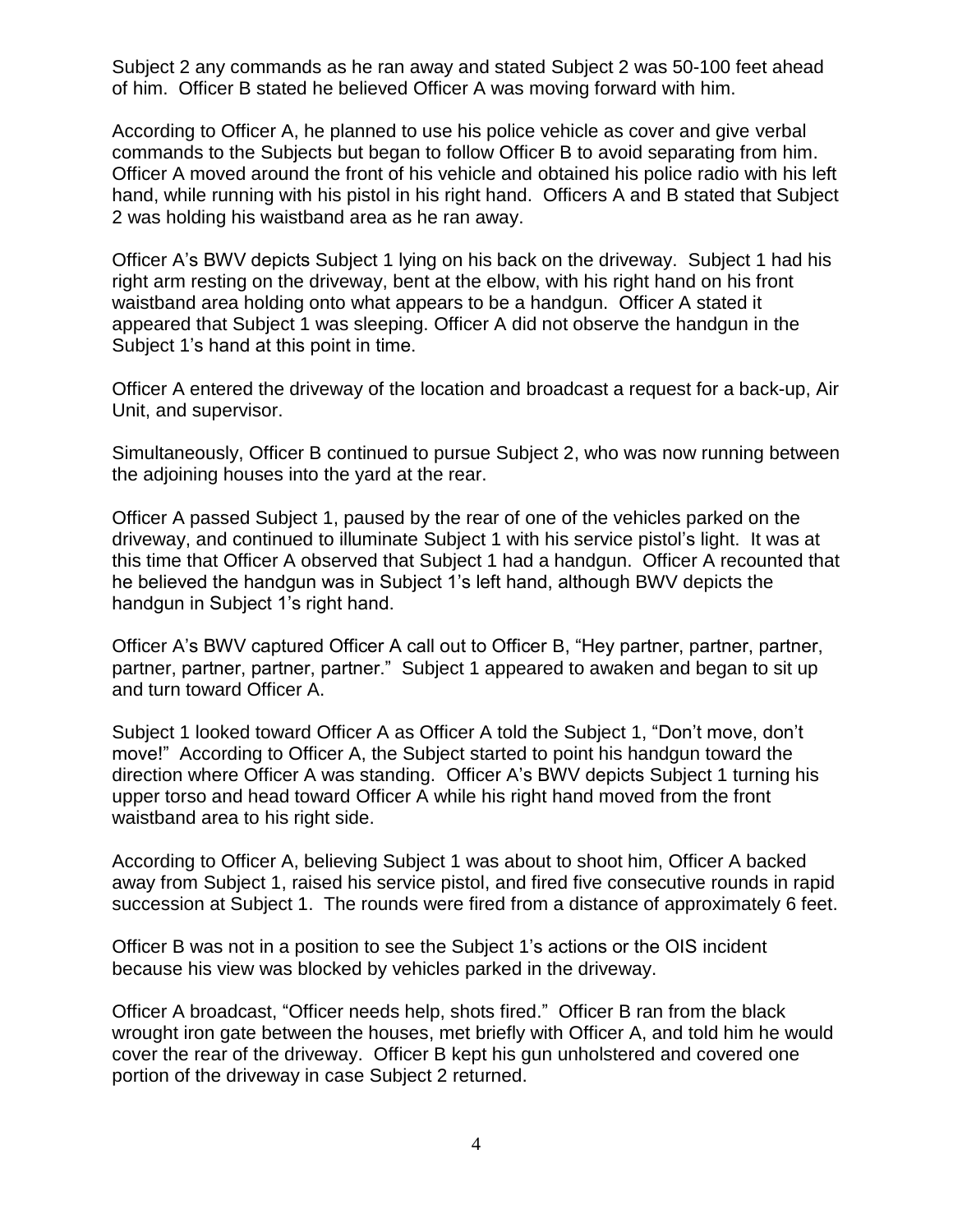Subject 2 any commands as he ran away and stated Subject 2 was 50-100 feet ahead of him. Officer B stated he believed Officer A was moving forward with him.

According to Officer A, he planned to use his police vehicle as cover and give verbal commands to the Subjects but began to follow Officer B to avoid separating from him. Officer A moved around the front of his vehicle and obtained his police radio with his left hand, while running with his pistol in his right hand. Officers A and B stated that Subject 2 was holding his waistband area as he ran away.

Officer A's BWV depicts Subject 1 lying on his back on the driveway. Subject 1 had his right arm resting on the driveway, bent at the elbow, with his right hand on his front waistband area holding onto what appears to be a handgun. Officer A stated it appeared that Subject 1 was sleeping. Officer A did not observe the handgun in the Subject 1's hand at this point in time.

Officer A entered the driveway of the location and broadcast a request for a back-up, Air Unit, and supervisor.

Simultaneously, Officer B continued to pursue Subject 2, who was now running between the adjoining houses into the yard at the rear.

Officer A passed Subject 1, paused by the rear of one of the vehicles parked on the driveway, and continued to illuminate Subject 1 with his service pistol's light. It was at this time that Officer A observed that Subject 1 had a handgun. Officer A recounted that he believed the handgun was in Subject 1's left hand, although BWV depicts the handgun in Subject 1's right hand.

Officer A's BWV captured Officer A call out to Officer B, "Hey partner, partner, partner, partner, partner, partner, partner." Subject 1 appeared to awaken and began to sit up and turn toward Officer A.

Subject 1 looked toward Officer A as Officer A told the Subject 1, "Don't move, don't move!" According to Officer A, the Subject started to point his handgun toward the direction where Officer A was standing. Officer A's BWV depicts Subject 1 turning his upper torso and head toward Officer A while his right hand moved from the front waistband area to his right side.

According to Officer A, believing Subject 1 was about to shoot him, Officer A backed away from Subject 1, raised his service pistol, and fired five consecutive rounds in rapid succession at Subject 1. The rounds were fired from a distance of approximately 6 feet.

Officer B was not in a position to see the Subject 1's actions or the OIS incident because his view was blocked by vehicles parked in the driveway.

Officer A broadcast, "Officer needs help, shots fired." Officer B ran from the black wrought iron gate between the houses, met briefly with Officer A, and told him he would cover the rear of the driveway. Officer B kept his gun unholstered and covered one portion of the driveway in case Subject 2 returned.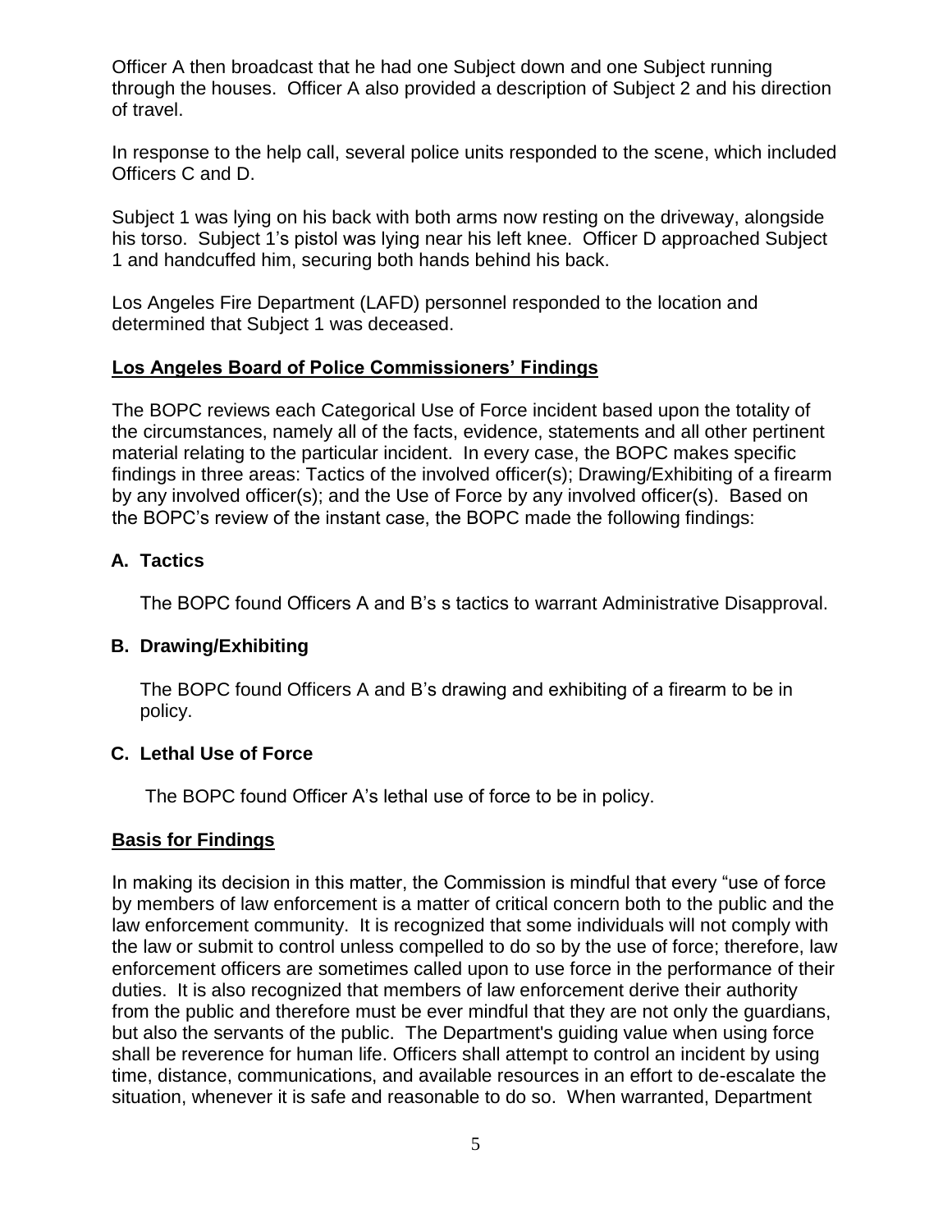Officer A then broadcast that he had one Subject down and one Subject running through the houses. Officer A also provided a description of Subject 2 and his direction of travel.

In response to the help call, several police units responded to the scene, which included Officers C and D.

Subject 1 was lying on his back with both arms now resting on the driveway, alongside his torso. Subject 1's pistol was lying near his left knee. Officer D approached Subject 1 and handcuffed him, securing both hands behind his back.

Los Angeles Fire Department (LAFD) personnel responded to the location and determined that Subject 1 was deceased.

## Los Angeles Board of Police Commissioners' Findings

The BOPC reviews each Categorical Use of Force incident based upon the totality of the circumstances, namely all of the facts, evidence, statements and all other pertinent material relating to the particular incident. In every case, the BOPC makes specific findings in three areas: Tactics of the involved officer(s); Drawing/Exhibiting of a firearm by any involved officer(s); and the Use of Force by any involved officer(s). Based on the BOPC's review of the instant case, the BOPC made the following findings:

### A. Tactics

The BOPC found Officers A and B's s tactics to warrant Administrative Disapproval.

### B. Drawing/Exhibiting

The BOPC found Officers A and B's drawing and exhibiting of a firearm to be in policy.

### C. Lethal Use of Force

The BOPC found Officer A's lethal use of force to be in policy.

## Basis for Findings

In making its decision in this matter, the Commission is mindful that every "use of force by members of law enforcement is a matter of critical concern both to the public and the law enforcement community. It is recognized that some individuals will not comply with the law or submit to control unless compelled to do so by the use of force; therefore, law enforcement officers are sometimes called upon to use force in the performance of their duties. It is also recognized that members of law enforcement derive their authority from the public and therefore must be ever mindful that they are not only the guardians, but also the servants of the public. The Department's guiding value when using force shall be reverence for human life. Officers shall attempt to control an incident by using time, distance, communications, and available resources in an effort to de-escalate the situation, whenever it is safe and reasonable to do so. When warranted, Department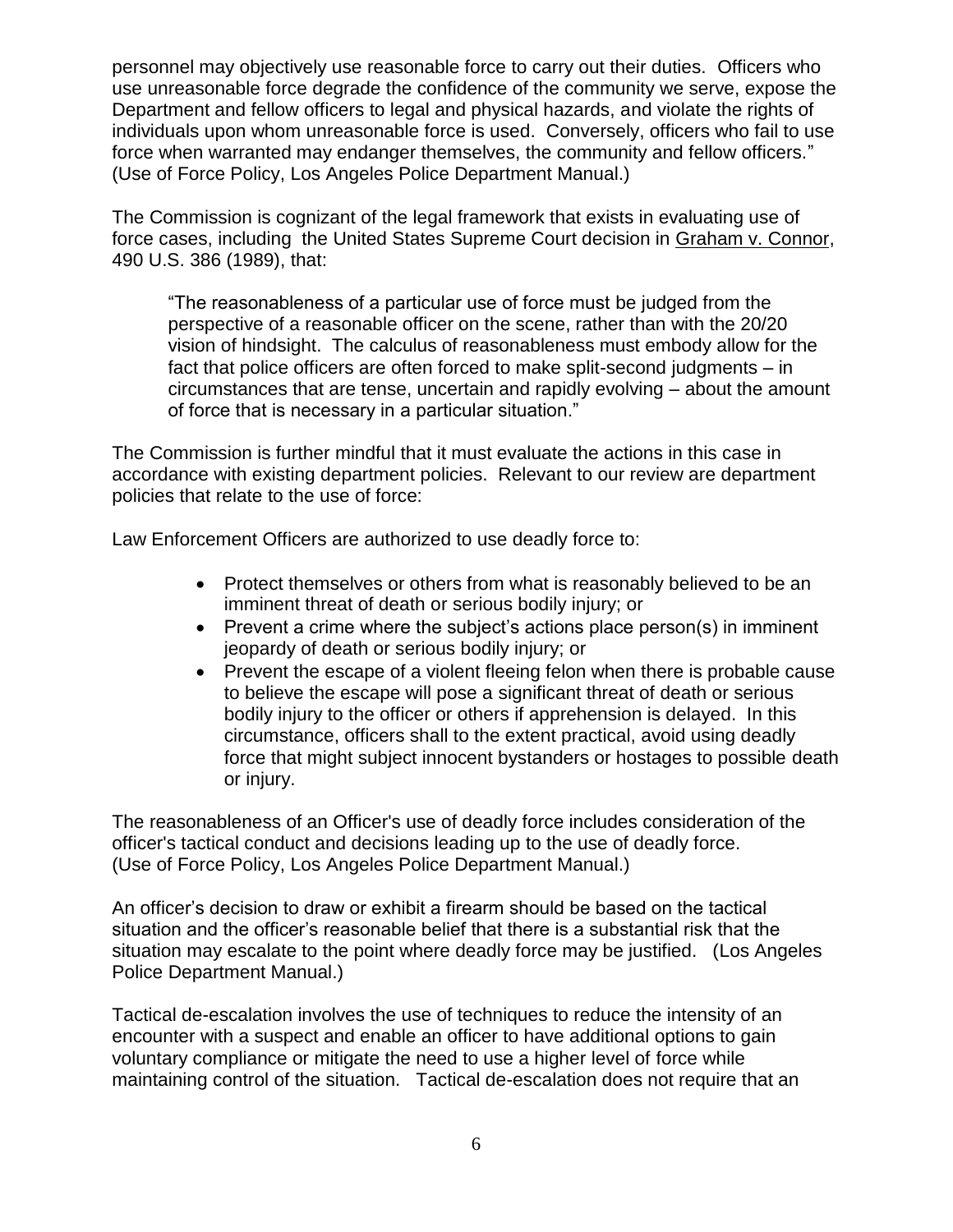personnel may objectively use reasonable force to carry out their duties. Officers who use unreasonable force degrade the confidence of the community we serve, expose the Department and fellow officers to legal and physical hazards, and violate the rights of individuals upon whom unreasonable force is used. Conversely, officers who fail to use force when warranted may endanger themselves, the community and fellow officers." (Use of Force Policy, Los Angeles Police Department Manual.)

The Commission is cognizant of the legal framework that exists in evaluating use of force cases, including the United States Supreme Court decision in Graham v. Connor, 490 U.S. 386 (1989), that:

> "The reasonableness of a particular use of force must be judged from the perspective of a reasonable officer on the scene, rather than with the 20/20 vision of hindsight. The calculus of reasonableness must embody allow for the fact that police officers are often forced to make split-second judgments – in circumstances that are tense, uncertain and rapidly evolving – about the amount of force that is necessary in a particular situation."

The Commission is further mindful that it must evaluate the actions in this case in accordance with existing department policies. Relevant to our review are department policies that relate to the use of force:

Law Enforcement Officers are authorized to use deadly force to:

- Protect themselves or others from what is reasonably believed to be an imminent threat of death or serious bodily injury; or
- Prevent a crime where the subject's actions place person(s) in imminent jeopardy of death or serious bodily injury; or
- Prevent the escape of a violent fleeing felon when there is probable cause to believe the escape will pose a significant threat of death or serious bodily injury to the officer or others if apprehension is delayed. In this circumstance, officers shall to the extent practical, avoid using deadly force that might subject innocent bystanders or hostages to possible death or injury.

The reasonableness of an Officer's use of deadly force includes consideration of the officer's tactical conduct and decisions leading up to the use of deadly force. (Use of Force Policy, Los Angeles Police Department Manual.)

An officer's decision to draw or exhibit a firearm should be based on the tactical situation and the officer's reasonable belief that there is a substantial risk that the situation may escalate to the point where deadly force may be justified. (Los Angeles Police Department Manual.)

Tactical de-escalation involves the use of techniques to reduce the intensity of an encounter with a suspect and enable an officer to have additional options to gain voluntary compliance or mitigate the need to use a higher level of force while maintaining control of the situation. Tactical de-escalation does not require that an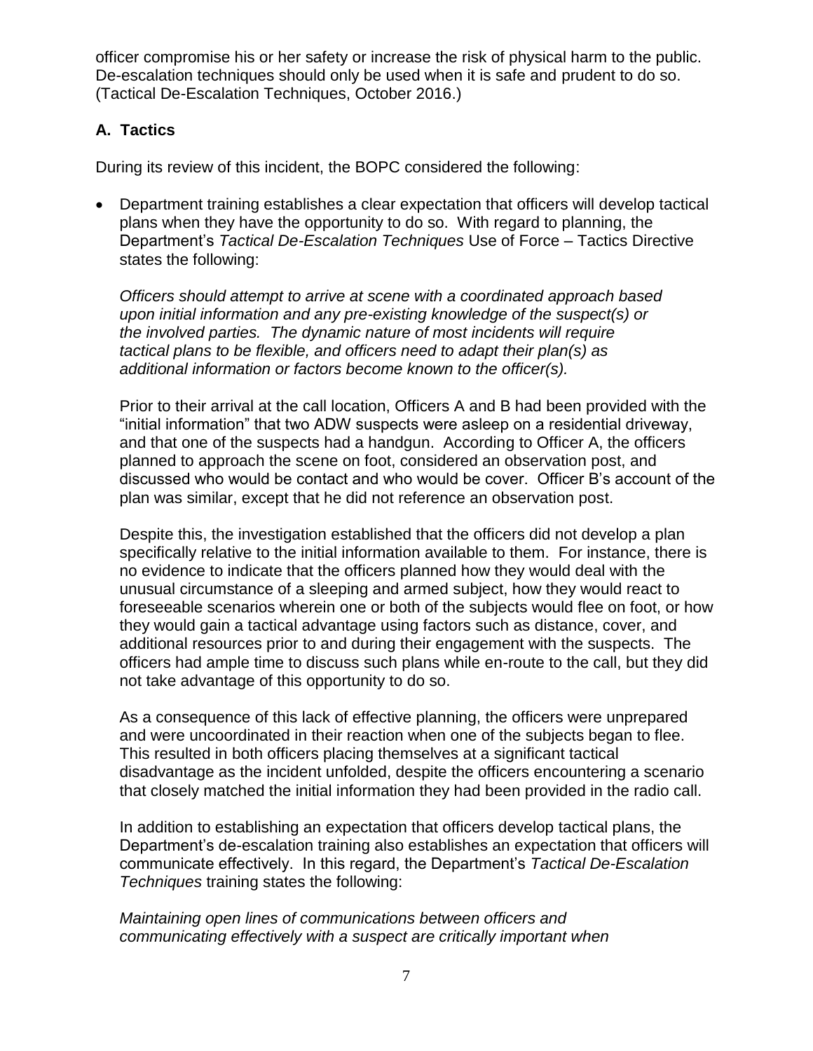officer compromise his or her safety or increase the risk of physical harm to the public. De-escalation techniques should only be used when it is safe and prudent to do so. (Tactical De-Escalation Techniques, October 2016.)

### A. Tactics

During its review of this incident, the BOPC considered the following:

- Department training establishes a clear expectation that officers will develop tactical plans when they have the opportunity to do so. With regard to planning, the Department's *Tactical De-Escalation Techniques* Use of Force – Tactics Directive states the following:

  *Officers should attempt to arrive at scene with a coordinated approach based upon initial information and any pre-existing knowledge of the suspect(s) or the involved parties. The dynamic nature of most incidents will require tactical plans to be flexible, and officers need to adapt their plan(s) as additional information or factors become known to the officer(s).*

  Prior to their arrival at the call location, Officers A and B had been provided with the "initial information" that two ADW suspects were asleep on a residential driveway, and that one of the suspects had a handgun. According to Officer A, the officers planned to approach the scene on foot, considered an observation post, and discussed who would be contact and who would be cover. Officer B's account of the plan was similar, except that he did not reference an observation post.

  Despite this, the investigation established that the officers did not develop a plan specifically relative to the initial information available to them. For instance, there is no evidence to indicate that the officers planned how they would deal with the unusual circumstance of a sleeping and armed subject, how they would react to foreseeable scenarios wherein one or both of the subjects would flee on foot, or how they would gain a tactical advantage using factors such as distance, cover, and additional resources prior to and during their engagement with the suspects. The officers had ample time to discuss such plans while en-route to the call, but they did not take advantage of this opportunity to do so.

  As a consequence of this lack of effective planning, the officers were unprepared and were uncoordinated in their reaction when one of the subjects began to flee. This resulted in both officers placing themselves at a significant tactical disadvantage as the incident unfolded, despite the officers encountering a scenario that closely matched the initial information they had been provided in the radio call.

  In addition to establishing an expectation that officers develop tactical plans, the Department's de-escalation training also establishes an expectation that officers will communicate effectively. In this regard, the Department's *Tactical De-Escalation Techniques* training states the following:

  *Maintaining open lines of communications between officers and communicating effectively with a suspect are critically important when*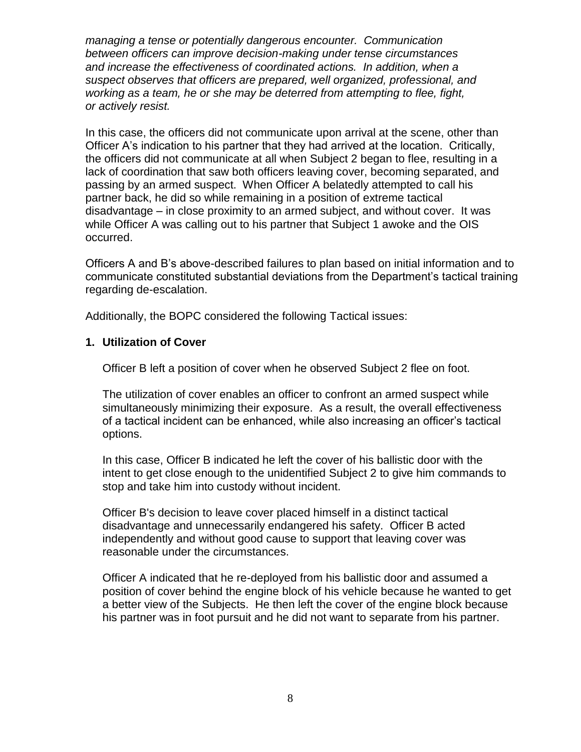*managing a tense or potentially dangerous encounter. Communication between officers can improve decision-making under tense circumstances and increase the effectiveness of coordinated actions. In addition, when a suspect observes that officers are prepared, well organized, professional, and working as a team, he or she may be deterred from attempting to flee, fight, or actively resist.*

In this case, the officers did not communicate upon arrival at the scene, other than Officer A's indication to his partner that they had arrived at the location. Critically, the officers did not communicate at all when Subject 2 began to flee, resulting in a lack of coordination that saw both officers leaving cover, becoming separated, and passing by an armed suspect. When Officer A belatedly attempted to call his partner back, he did so while remaining in a position of extreme tactical disadvantage – in close proximity to an armed subject, and without cover. It was while Officer A was calling out to his partner that Subject 1 awoke and the OIS occurred.

Officers A and B's above-described failures to plan based on initial information and to communicate constituted substantial deviations from the Department's tactical training regarding de-escalation.

Additionally, the BOPC considered the following Tactical issues:

**1. Utilization of Cover**

Officer B left a position of cover when he observed Subject 2 flee on foot.

The utilization of cover enables an officer to confront an armed suspect while simultaneously minimizing their exposure. As a result, the overall effectiveness of a tactical incident can be enhanced, while also increasing an officer's tactical options.

In this case, Officer B indicated he left the cover of his ballistic door with the intent to get close enough to the unidentified Subject 2 to give him commands to stop and take him into custody without incident.

Officer B's decision to leave cover placed himself in a distinct tactical disadvantage and unnecessarily endangered his safety. Officer B acted independently and without good cause to support that leaving cover was reasonable under the circumstances.

Officer A indicated that he re-deployed from his ballistic door and assumed a position of cover behind the engine block of his vehicle because he wanted to get a better view of the Subjects. He then left the cover of the engine block because his partner was in foot pursuit and he did not want to separate from his partner.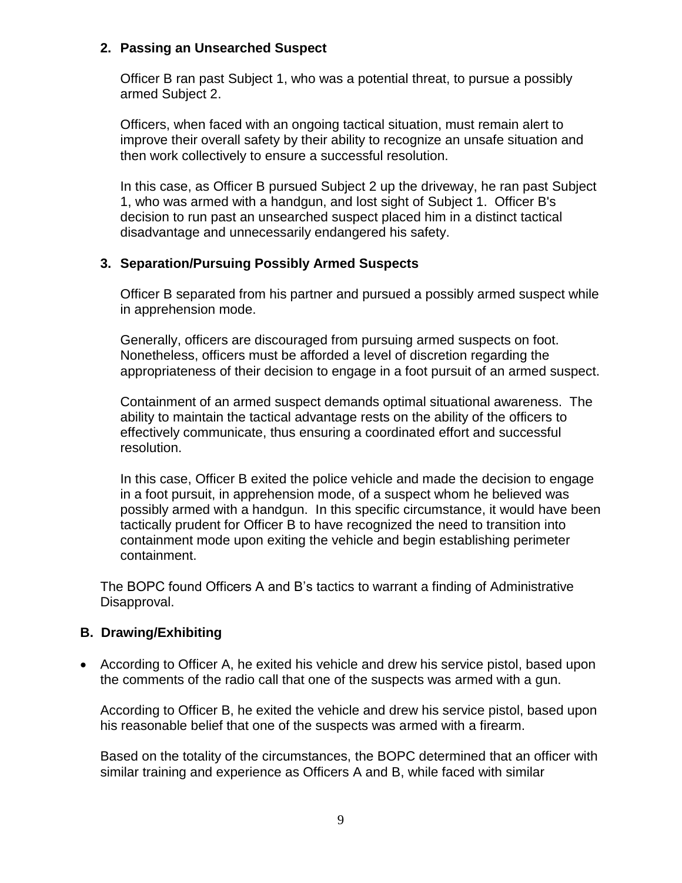**2. Passing an Unsearched Suspect**

Officer B ran past Subject 1, who was a potential threat, to pursue a possibly armed Subject 2.

Officers, when faced with an ongoing tactical situation, must remain alert to improve their overall safety by their ability to recognize an unsafe situation and then work collectively to ensure a successful resolution.

In this case, as Officer B pursued Subject 2 up the driveway, he ran past Subject 1, who was armed with a handgun, and lost sight of Subject 1. Officer B's decision to run past an unsearched suspect placed him in a distinct tactical disadvantage and unnecessarily endangered his safety.

**3. Separation/Pursuing Possibly Armed Suspects**

Officer B separated from his partner and pursued a possibly armed suspect while in apprehension mode.

Generally, officers are discouraged from pursuing armed suspects on foot. Nonetheless, officers must be afforded a level of discretion regarding the appropriateness of their decision to engage in a foot pursuit of an armed suspect.

Containment of an armed suspect demands optimal situational awareness. The ability to maintain the tactical advantage rests on the ability of the officers to effectively communicate, thus ensuring a coordinated effort and successful resolution.

In this case, Officer B exited the police vehicle and made the decision to engage in a foot pursuit, in apprehension mode, of a suspect whom he believed was possibly armed with a handgun. In this specific circumstance, it would have been tactically prudent for Officer B to have recognized the need to transition into containment mode upon exiting the vehicle and begin establishing perimeter containment.

The BOPC found Officers A and B's tactics to warrant a finding of Administrative Disapproval.

## B. Drawing/Exhibiting

- According to Officer A, he exited his vehicle and drew his service pistol, based upon the comments of the radio call that one of the suspects was armed with a gun.

  According to Officer B, he exited the vehicle and drew his service pistol, based upon his reasonable belief that one of the suspects was armed with a firearm.

  Based on the totality of the circumstances, the BOPC determined that an officer with similar training and experience as Officers A and B, while faced with similar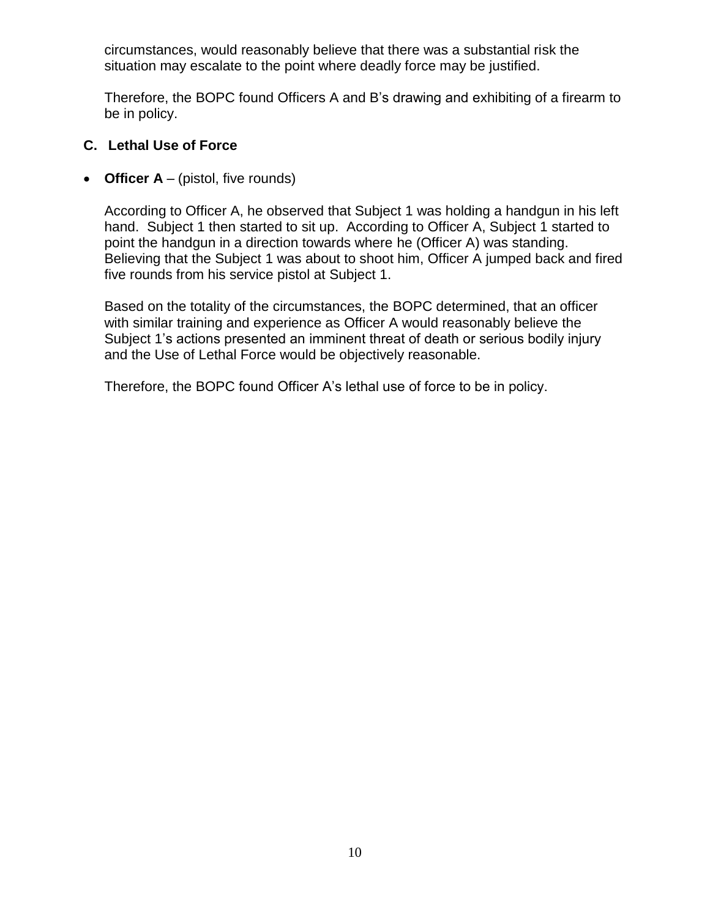circumstances, would reasonably believe that there was a substantial risk the situation may escalate to the point where deadly force may be justified.

Therefore, the BOPC found Officers A and B's drawing and exhibiting of a firearm to be in policy.

### C. Lethal Use of Force

- **Officer A** – (pistol, five rounds)

  According to Officer A, he observed that Subject 1 was holding a handgun in his left hand. Subject 1 then started to sit up. According to Officer A, Subject 1 started to point the handgun in a direction towards where he (Officer A) was standing. Believing that the Subject 1 was about to shoot him, Officer A jumped back and fired five rounds from his service pistol at Subject 1.

  Based on the totality of the circumstances, the BOPC determined, that an officer with similar training and experience as Officer A would reasonably believe the Subject 1's actions presented an imminent threat of death or serious bodily injury and the Use of Lethal Force would be objectively reasonable.

  Therefore, the BOPC found Officer A's lethal use of force to be in policy.